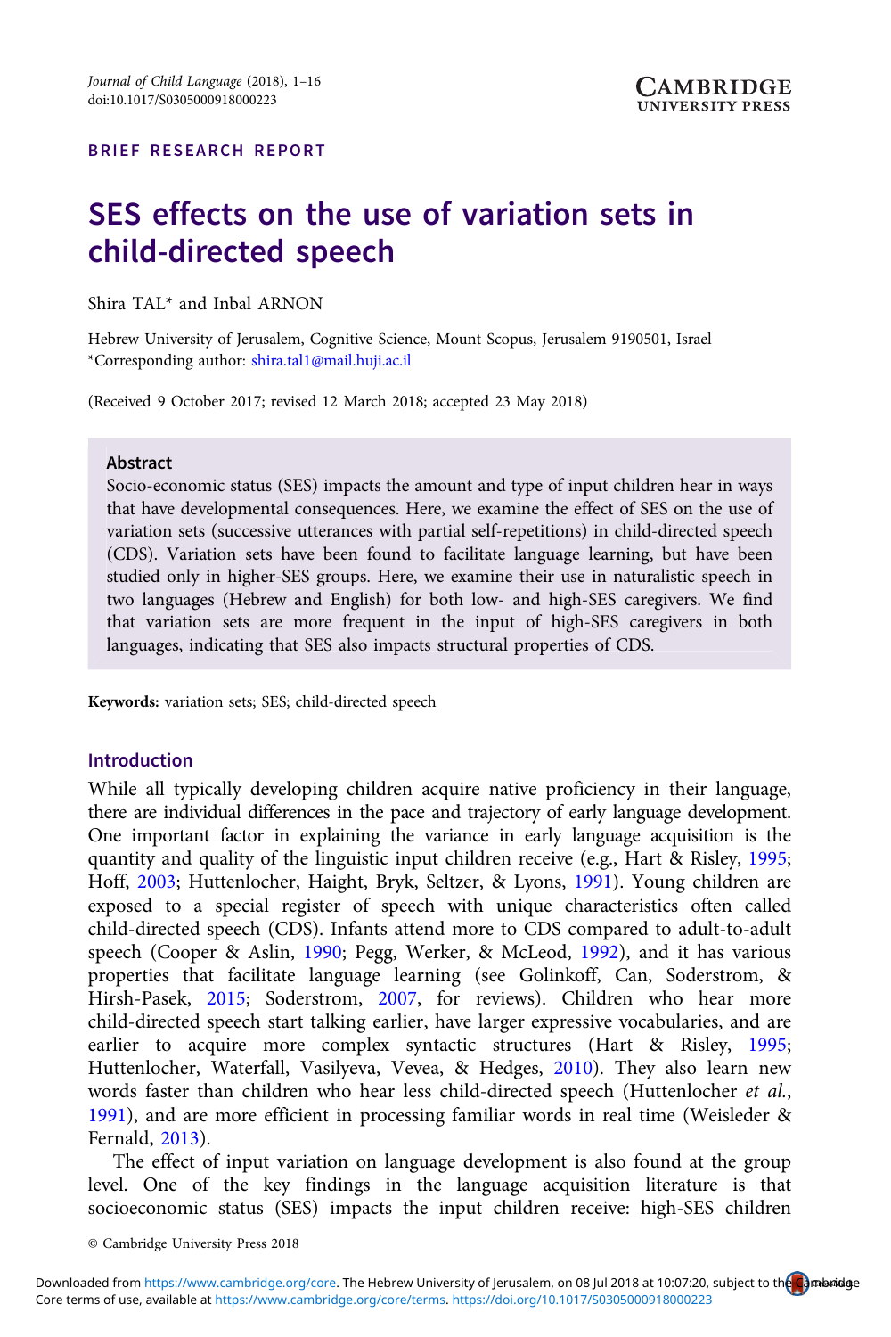BRIEF RESEARCH REPORT

# SES effects on the use of variation sets in child-directed speech

Shira TAL* and Inbal ARNON

Hebrew University of Jerusalem, Cognitive Science, Mount Scopus, Jerusalem 9190501, Israel
*Corresponding author: shira.tal1@mail.huji.ac.il

(Received 9 October 2017; revised 12 March 2018; accepted 23 May 2018)

## Abstract

Socio-economic status (SES) impacts the amount and type of input children hear in ways that have developmental consequences. Here, we examine the effect of SES on the use of variation sets (successive utterances with partial self-repetitions) in child-directed speech (CDS). Variation sets have been found to facilitate language learning, but have been studied only in higher-SES groups. Here, we examine their use in naturalistic speech in two languages (Hebrew and English) for both low- and high-SES caregivers. We find that variation sets are more frequent in the input of high-SES caregivers in both languages, indicating that SES also impacts structural properties of CDS.

**Keywords:** variation sets; SES; child-directed speech

## Introduction

While all typically developing children acquire native proficiency in their language, there are individual differences in the pace and trajectory of early language development. One important factor in explaining the variance in early language acquisition is the quantity and quality of the linguistic input children receive (e.g., Hart & Risley, 1995; Hoff, 2003; Huttenlocher, Haight, Bryk, Seltzer, & Lyons, 1991). Young children are exposed to a special register of speech with unique characteristics often called child-directed speech (CDS). Infants attend more to CDS compared to adult-to-adult speech (Cooper & Aslin, 1990; Pegg, Werker, & McLeod, 1992), and it has various properties that facilitate language learning (see Golinkoff, Can, Soderstrom, & Hirsh-Pasek, 2015; Soderstrom, 2007, for reviews). Children who hear more child-directed speech start talking earlier, have larger expressive vocabularies, and are earlier to acquire more complex syntactic structures (Hart & Risley, 1995; Huttenlocher, Waterfall, Vasilyeva, Vevea, & Hedges, 2010). They also learn new words faster than children who hear less child-directed speech (Huttenlocher *et al.*, 1991), and are more efficient in processing familiar words in real time (Weisleder & Fernald, 2013).

The effect of input variation on language development is also found at the group level. One of the key findings in the language acquisition literature is that socioeconomic status (SES) impacts the input children receive: high-SES children

© Cambridge University Press 2018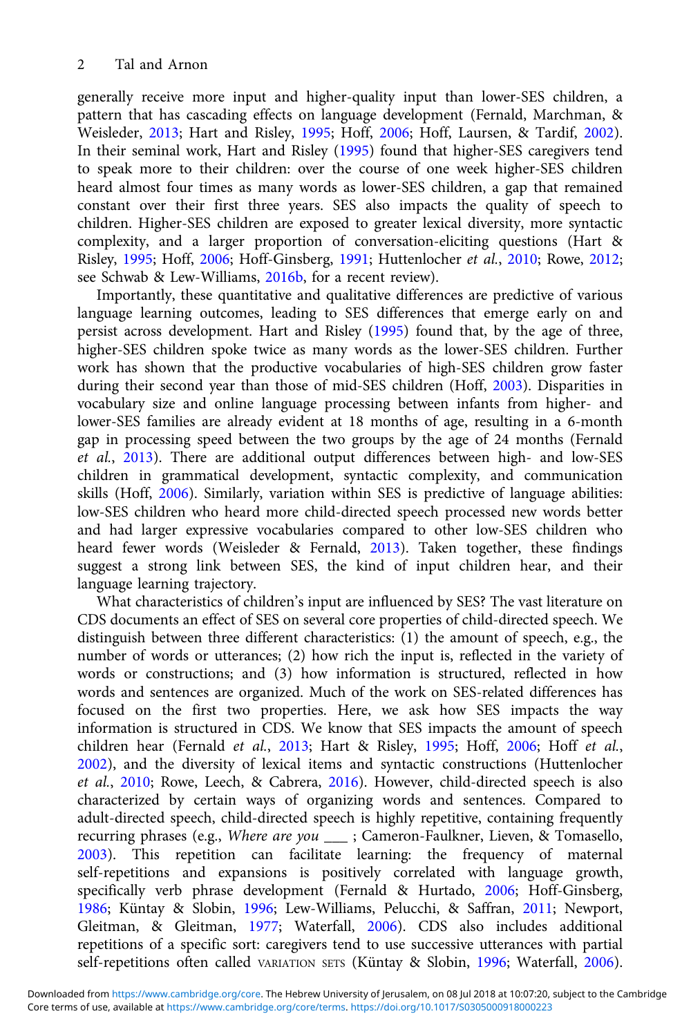generally receive more input and higher-quality input than lower-SES children, a pattern that has cascading effects on language development (Fernald, Marchman, & Weisleder, 2013; Hart and Risley, 1995; Hoff, 2006; Hoff, Laursen, & Tardif, 2002). In their seminal work, Hart and Risley (1995) found that higher-SES caregivers tend to speak more to their children: over the course of one week higher-SES children heard almost four times as many words as lower-SES children, a gap that remained constant over their first three years. SES also impacts the quality of speech to children. Higher-SES children are exposed to greater lexical diversity, more syntactic complexity, and a larger proportion of conversation-eliciting questions (Hart & Risley, 1995; Hoff, 2006; Hoff-Ginsberg, 1991; Huttenlocher *et al.*, 2010; Rowe, 2012; see Schwab & Lew-Williams, 2016b, for a recent review).

Importantly, these quantitative and qualitative differences are predictive of various language learning outcomes, leading to SES differences that emerge early on and persist across development. Hart and Risley (1995) found that, by the age of three, higher-SES children spoke twice as many words as the lower-SES children. Further work has shown that the productive vocabularies of high-SES children grow faster during their second year than those of mid-SES children (Hoff, 2003). Disparities in vocabulary size and online language processing between infants from higher- and lower-SES families are already evident at 18 months of age, resulting in a 6-month gap in processing speed between the two groups by the age of 24 months (Fernald *et al.*, 2013). There are additional output differences between high- and low-SES children in grammatical development, syntactic complexity, and communication skills (Hoff, 2006). Similarly, variation within SES is predictive of language abilities: low-SES children who heard more child-directed speech processed new words better and had larger expressive vocabularies compared to other low-SES children who heard fewer words (Weisleder & Fernald, 2013). Taken together, these findings suggest a strong link between SES, the kind of input children hear, and their language learning trajectory.

What characteristics of children's input are influenced by SES? The vast literature on CDS documents an effect of SES on several core properties of child-directed speech. We distinguish between three different characteristics: (1) the amount of speech, e.g., the number of words or utterances; (2) how rich the input is, reflected in the variety of words or constructions; and (3) how information is structured, reflected in how words and sentences are organized. Much of the work on SES-related differences has focused on the first two properties. Here, we ask how SES impacts the way information is structured in CDS. We know that SES impacts the amount of speech children hear (Fernald *et al.*, 2013; Hart & Risley, 1995; Hoff, 2006; Hoff *et al.*, 2002), and the diversity of lexical items and syntactic constructions (Huttenlocher *et al.*, 2010; Rowe, Leech, & Cabrera, 2016). However, child-directed speech is also characterized by certain ways of organizing words and sentences. Compared to adult-directed speech, child-directed speech is highly repetitive, containing frequently recurring phrases (e.g., *Where are you* ___ ; Cameron-Faulkner, Lieven, & Tomasello, 2003). This repetition can facilitate learning: the frequency of maternal self-repetitions and expansions is positively correlated with language growth, specifically verb phrase development (Fernald & Hurtado, 2006; Hoff-Ginsberg, 1986; Küntay & Slobin, 1996; Lew-Williams, Pelucchi, & Saffran, 2011; Newport, Gleitman, & Gleitman, 1977; Waterfall, 2006). CDS also includes additional repetitions of a specific sort: caregivers tend to use successive utterances with partial self-repetitions often called VARIATION SETS (Küntay & Slobin, 1996; Waterfall, 2006).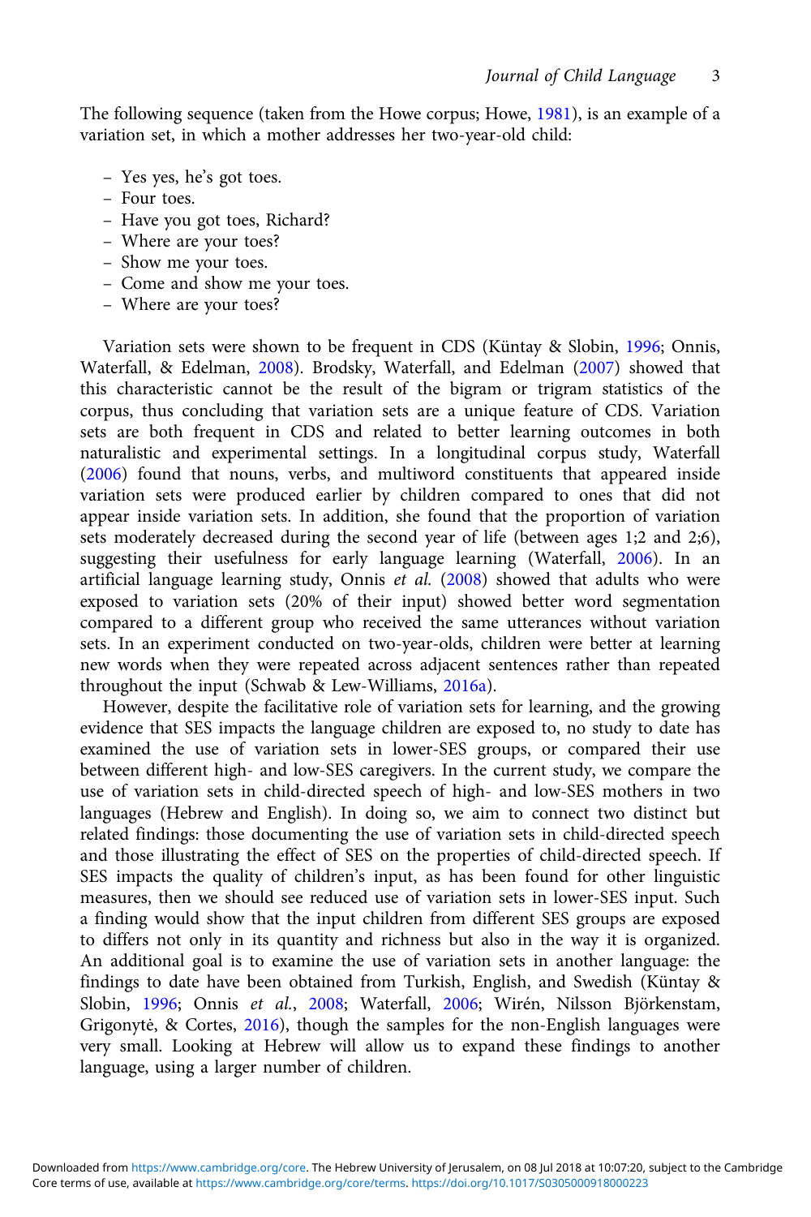The following sequence (taken from the Howe corpus; Howe, 1981), is an example of a variation set, in which a mother addresses her two-year-old child:

- Yes yes, he's got toes.
- Four toes.
- Have you got toes, Richard?
- Where are your toes?
- Show me your toes.
- Come and show me your toes.
- Where are your toes?

Variation sets were shown to be frequent in CDS (Küntay & Slobin, 1996; Onnis, Waterfall, & Edelman, 2008). Brodsky, Waterfall, and Edelman (2007) showed that this characteristic cannot be the result of the bigram or trigram statistics of the corpus, thus concluding that variation sets are a unique feature of CDS. Variation sets are both frequent in CDS and related to better learning outcomes in both naturalistic and experimental settings. In a longitudinal corpus study, Waterfall (2006) found that nouns, verbs, and multiword constituents that appeared inside variation sets were produced earlier by children compared to ones that did not appear inside variation sets. In addition, she found that the proportion of variation sets moderately decreased during the second year of life (between ages 1;2 and 2;6), suggesting their usefulness for early language learning (Waterfall, 2006). In an artificial language learning study, Onnis *et al.* (2008) showed that adults who were exposed to variation sets (20% of their input) showed better word segmentation compared to a different group who received the same utterances without variation sets. In an experiment conducted on two-year-olds, children were better at learning new words when they were repeated across adjacent sentences rather than repeated throughout the input (Schwab & Lew-Williams, 2016a).

However, despite the facilitative role of variation sets for learning, and the growing evidence that SES impacts the language children are exposed to, no study to date has examined the use of variation sets in lower-SES groups, or compared their use between different high- and low-SES caregivers. In the current study, we compare the use of variation sets in child-directed speech of high- and low-SES mothers in two languages (Hebrew and English). In doing so, we aim to connect two distinct but related findings: those documenting the use of variation sets in child-directed speech and those illustrating the effect of SES on the properties of child-directed speech. If SES impacts the quality of children's input, as has been found for other linguistic measures, then we should see reduced use of variation sets in lower-SES input. Such a finding would show that the input children from different SES groups are exposed to differs not only in its quantity and richness but also in the way it is organized. An additional goal is to examine the use of variation sets in another language: the findings to date have been obtained from Turkish, English, and Swedish (Küntay & Slobin, 1996; Onnis *et al.*, 2008; Waterfall, 2006; Wirén, Nilsson Björkenstam, Grigonytė, & Cortes, 2016), though the samples for the non-English languages were very small. Looking at Hebrew will allow us to expand these findings to another language, using a larger number of children.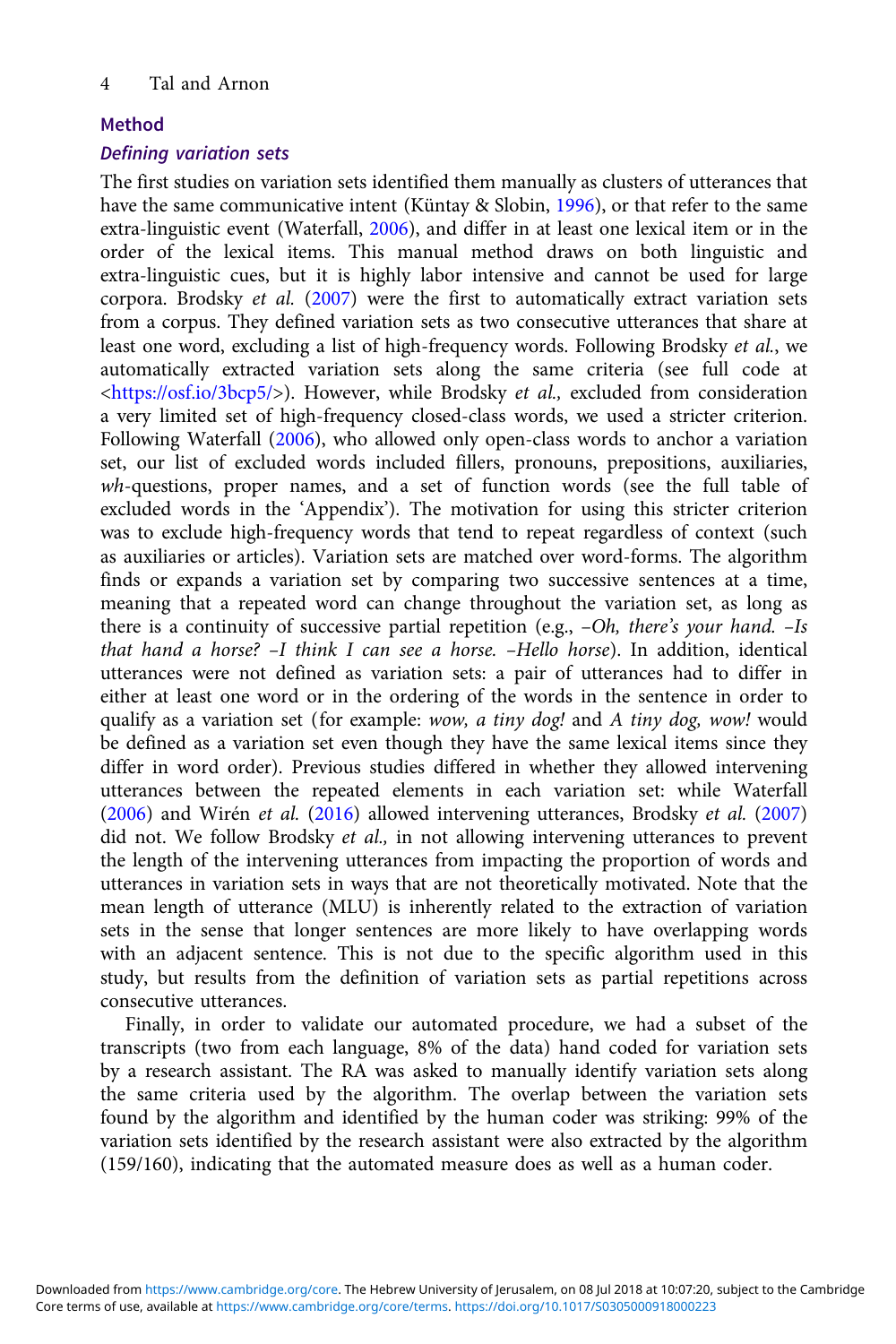## Method

### *Defining variation sets*

The first studies on variation sets identified them manually as clusters of utterances that have the same communicative intent (Küntay & Slobin, 1996), or that refer to the same extra-linguistic event (Waterfall, 2006), and differ in at least one lexical item or in the order of the lexical items. This manual method draws on both linguistic and extra-linguistic cues, but it is highly labor intensive and cannot be used for large corpora. Brodsky *et al.* (2007) were the first to automatically extract variation sets from a corpus. They defined variation sets as two consecutive utterances that share at least one word, excluding a list of high-frequency words. Following Brodsky *et al.*, we automatically extracted variation sets along the same criteria (see full code at <https://osf.io/3bcp5/>). However, while Brodsky *et al.,* excluded from consideration a very limited set of high-frequency closed-class words, we used a stricter criterion. Following Waterfall (2006), who allowed only open-class words to anchor a variation set, our list of excluded words included fillers, pronouns, prepositions, auxiliaries, *wh*-questions, proper names, and a set of function words (see the full table of excluded words in the 'Appendix'). The motivation for using this stricter criterion was to exclude high-frequency words that tend to repeat regardless of context (such as auxiliaries or articles). Variation sets are matched over word-forms. The algorithm finds or expands a variation set by comparing two successive sentences at a time, meaning that a repeated word can change throughout the variation set, as long as there is a continuity of successive partial repetition (e.g., *–Oh, there's your hand. –Is that hand a horse? –I think I can see a horse. –Hello horse*). In addition, identical utterances were not defined as variation sets: a pair of utterances had to differ in either at least one word or in the ordering of the words in the sentence in order to qualify as a variation set (for example: *wow, a tiny dog!* and *A tiny dog, wow!* would be defined as a variation set even though they have the same lexical items since they differ in word order). Previous studies differed in whether they allowed intervening utterances between the repeated elements in each variation set: while Waterfall (2006) and Wirén *et al.* (2016) allowed intervening utterances, Brodsky *et al.* (2007) did not. We follow Brodsky *et al.,* in not allowing intervening utterances to prevent the length of the intervening utterances from impacting the proportion of words and utterances in variation sets in ways that are not theoretically motivated. Note that the mean length of utterance (MLU) is inherently related to the extraction of variation sets in the sense that longer sentences are more likely to have overlapping words with an adjacent sentence. This is not due to the specific algorithm used in this study, but results from the definition of variation sets as partial repetitions across consecutive utterances.

Finally, in order to validate our automated procedure, we had a subset of the transcripts (two from each language, 8% of the data) hand coded for variation sets by a research assistant. The RA was asked to manually identify variation sets along the same criteria used by the algorithm. The overlap between the variation sets found by the algorithm and identified by the human coder was striking: 99% of the variation sets identified by the research assistant were also extracted by the algorithm (159/160), indicating that the automated measure does as well as a human coder.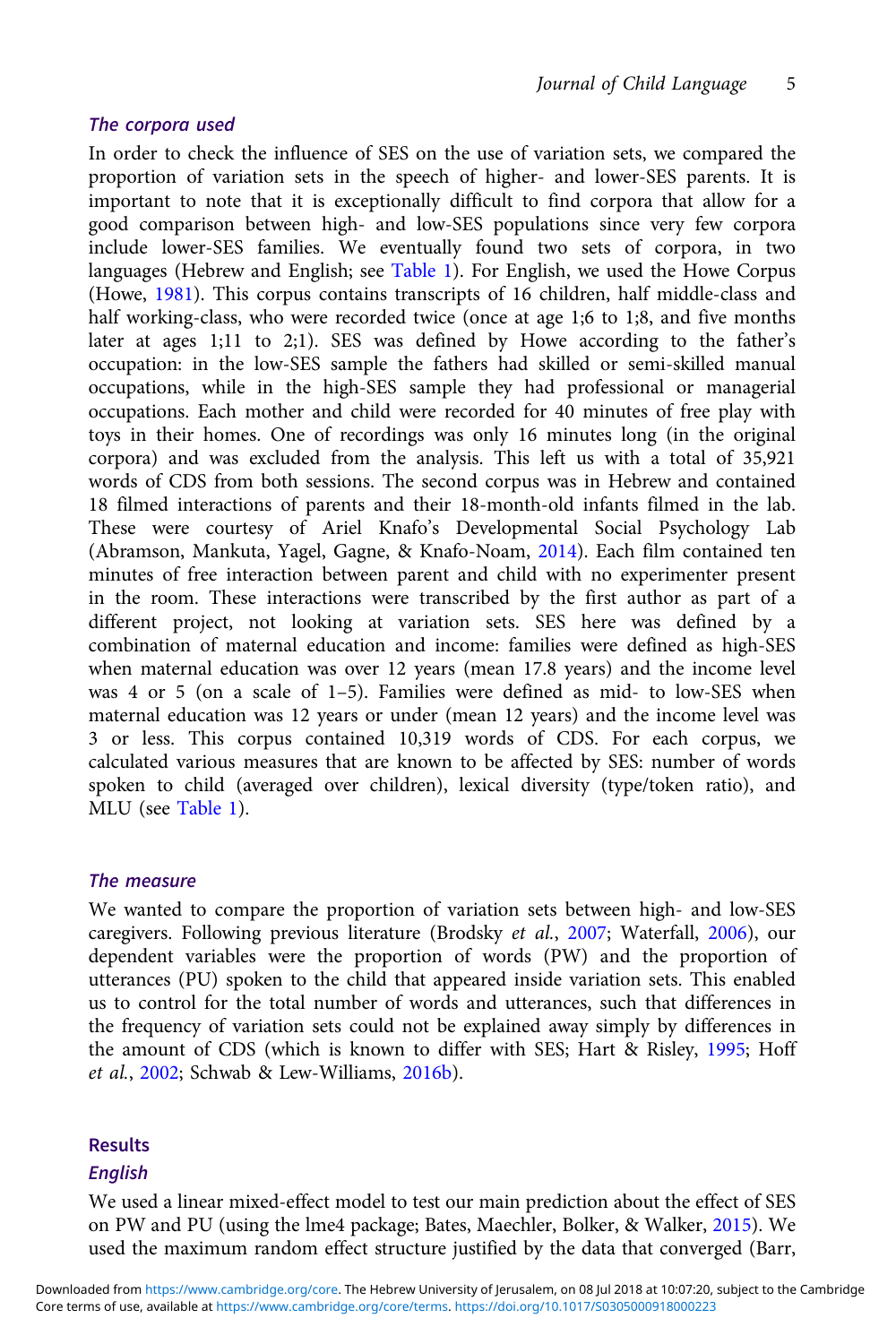### The corpora used

In order to check the influence of SES on the use of variation sets, we compared the proportion of variation sets in the speech of higher- and lower-SES parents. It is important to note that it is exceptionally difficult to find corpora that allow for a good comparison between high- and low-SES populations since very few corpora include lower-SES families. We eventually found two sets of corpora, in two languages (Hebrew and English; see Table 1). For English, we used the Howe Corpus (Howe, 1981). This corpus contains transcripts of 16 children, half middle-class and half working-class, who were recorded twice (once at age 1;6 to 1;8, and five months later at ages 1;11 to 2;1). SES was defined by Howe according to the father's occupation: in the low-SES sample the fathers had skilled or semi-skilled manual occupations, while in the high-SES sample they had professional or managerial occupations. Each mother and child were recorded for 40 minutes of free play with toys in their homes. One of recordings was only 16 minutes long (in the original corpora) and was excluded from the analysis. This left us with a total of 35,921 words of CDS from both sessions. The second corpus was in Hebrew and contained 18 filmed interactions of parents and their 18-month-old infants filmed in the lab. These were courtesy of Ariel Knafo's Developmental Social Psychology Lab (Abramson, Mankuta, Yagel, Gagne, & Knafo-Noam, 2014). Each film contained ten minutes of free interaction between parent and child with no experimenter present in the room. These interactions were transcribed by the first author as part of a different project, not looking at variation sets. SES here was defined by a combination of maternal education and income: families were defined as high-SES when maternal education was over 12 years (mean 17.8 years) and the income level was 4 or 5 (on a scale of 1–5). Families were defined as mid- to low-SES when maternal education was 12 years or under (mean 12 years) and the income level was 3 or less. This corpus contained 10,319 words of CDS. For each corpus, we calculated various measures that are known to be affected by SES: number of words spoken to child (averaged over children), lexical diversity (type/token ratio), and MLU (see Table 1).

### The measure

We wanted to compare the proportion of variation sets between high- and low-SES caregivers. Following previous literature (Brodsky *et al.*, 2007; Waterfall, 2006), our dependent variables were the proportion of words (PW) and the proportion of utterances (PU) spoken to the child that appeared inside variation sets. This enabled us to control for the total number of words and utterances, such that differences in the frequency of variation sets could not be explained away simply by differences in the amount of CDS (which is known to differ with SES; Hart & Risley, 1995; Hoff *et al.*, 2002; Schwab & Lew-Williams, 2016b).

## Results

### English

We used a linear mixed-effect model to test our main prediction about the effect of SES on PW and PU (using the lme4 package; Bates, Maechler, Bolker, & Walker, 2015). We used the maximum random effect structure justified by the data that converged (Barr,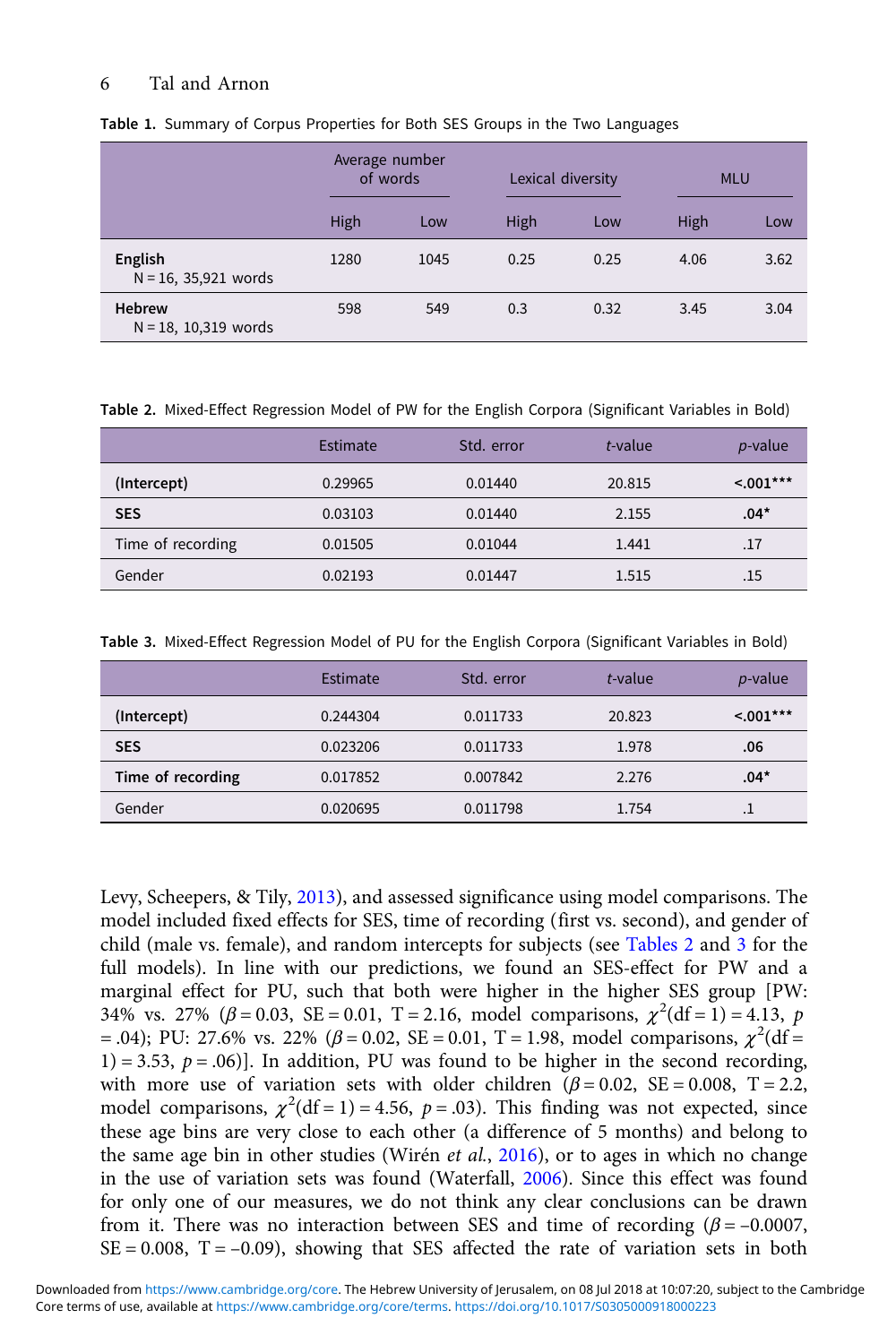**Table 1.** Summary of Corpus Properties for Both SES Groups in the Two Languages

| | Average number of words | | Lexical diversity | | MLU | |
|---|---|---|---|---|---|---|
| | High | Low | High | Low | High | Low |
| **English** N = 16, 35,921 words | 1280 | 1045 | 0.25 | 0.25 | 4.06 | 3.62 |
| **Hebrew** N = 18, 10,319 words | 598 | 549 | 0.3 | 0.32 | 3.45 | 3.04 |

**Table 2.** Mixed-Effect Regression Model of PW for the English Corpora (Significant Variables in Bold)

| | Estimate | Std. error | *t*-value | *p*-value |
|---|---|---|---|---|
| **(Intercept)** | 0.29965 | 0.01440 | 20.815 | **<.001*** ** |
| **SES** | 0.03103 | 0.01440 | 2.155 | **.04*** |
| Time of recording | 0.01505 | 0.01044 | 1.441 | .17 |
| Gender | 0.02193 | 0.01447 | 1.515 | .15 |

**Table 3.** Mixed-Effect Regression Model of PU for the English Corpora (Significant Variables in Bold)

| | Estimate | Std. error | *t*-value | *p*-value |
|---|---|---|---|---|
| **(Intercept)** | 0.244304 | 0.011733 | 20.823 | **<.001*** ** |
| **SES** | 0.023206 | 0.011733 | 1.978 | **.06** |
| **Time of recording** | 0.017852 | 0.007842 | 2.276 | **.04*** |
| Gender | 0.020695 | 0.011798 | 1.754 | .1 |

Levy, Scheepers, & Tily, 2013), and assessed significance using model comparisons. The model included fixed effects for SES, time of recording (first vs. second), and gender of child (male vs. female), and random intercepts for subjects (see Tables 2 and 3 for the full models). In line with our predictions, we found an SES-effect for PW and a marginal effect for PU, such that both were higher in the higher SES group [PW: 34% vs. 27% ($\beta = 0.03$, SE = 0.01, T = 2.16, model comparisons, $\chi^2(\text{df} = 1) = 4.13$, $p = .04$); PU: 27.6% vs. 22% ($\beta = 0.02$, SE = 0.01, T = 1.98, model comparisons, $\chi^2(\text{df} = 1) = 3.53$, $p = .06$)]. In addition, PU was found to be higher in the second recording, with more use of variation sets with older children ($\beta = 0.02$, SE = 0.008, T = 2.2, model comparisons, $\chi^2(\text{df} = 1) = 4.56$, $p = .03$). This finding was not expected, since these age bins are very close to each other (a difference of 5 months) and belong to the same age bin in other studies (Wirén *et al.*, 2016), or to ages in which no change in the use of variation sets was found (Waterfall, 2006). Since this effect was found for only one of our measures, we do not think any clear conclusions can be drawn from it. There was no interaction between SES and time of recording ($\beta = -0.0007$, SE = 0.008, T = −0.09), showing that SES affected the rate of variation sets in both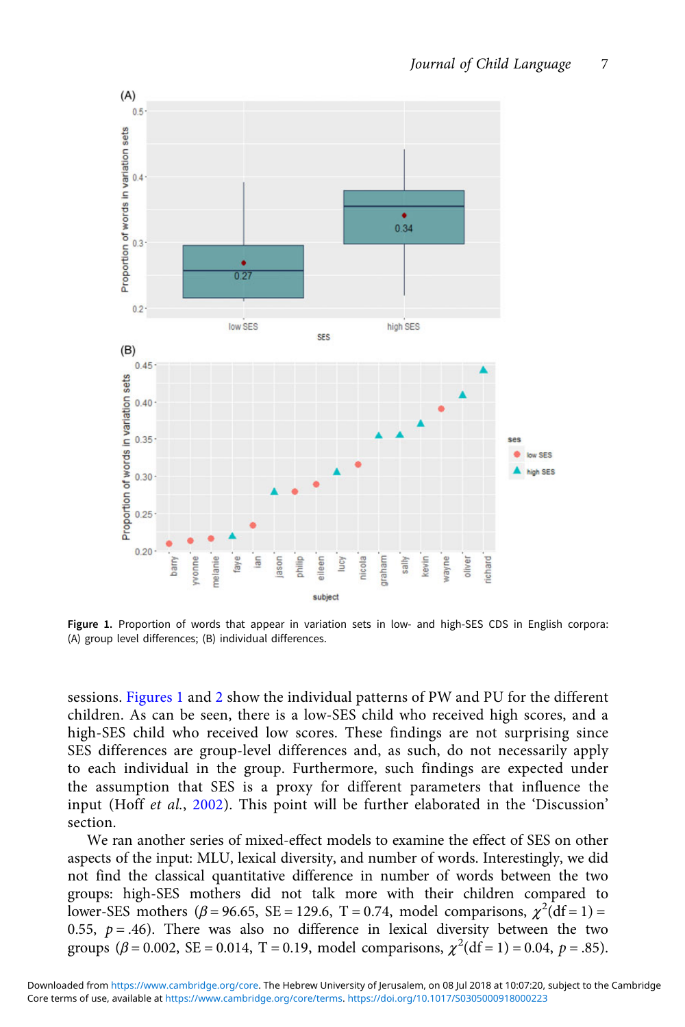(A)

Proportion of words in variation sets

0.5
0.4
0.3
0.2

0.27

0.34

low SES

high SES

SES

(B)

Proportion of words in variation sets

0.45
0.40
0.35
0.30
0.25
0.20

barry
yvonne
melanie
faye
ian
jason
philip
eileen
lucy
nicola
graham
sally
kevin
wayne
oliver
richard

subject

ses
low SES
high SES

**Figure 1.** Proportion of words that appear in variation sets in low- and high-SES CDS in English corpora: (A) group level differences; (B) individual differences.

sessions. Figures 1 and 2 show the individual patterns of PW and PU for the different children. As can be seen, there is a low-SES child who received high scores, and a high-SES child who received low scores. These findings are not surprising since SES differences are group-level differences and, as such, do not necessarily apply to each individual in the group. Furthermore, such findings are expected under the assumption that SES is a proxy for different parameters that influence the input (Hoff *et al.*, 2002). This point will be further elaborated in the 'Discussion' section.

We ran another series of mixed-effect models to examine the effect of SES on other aspects of the input: MLU, lexical diversity, and number of words. Interestingly, we did not find the classical quantitative difference in number of words between the two groups: high-SES mothers did not talk more with their children compared to lower-SES mothers ($\beta = 96.65$, SE = 129.6, T = 0.74, model comparisons, $\chi^2(\text{df} = 1) = 0.55$, $p = .46$). There was also no difference in lexical diversity between the two groups ($\beta = 0.002$, SE = 0.014, T = 0.19, model comparisons, $\chi^2(\text{df} = 1) = 0.04$, $p = .85$).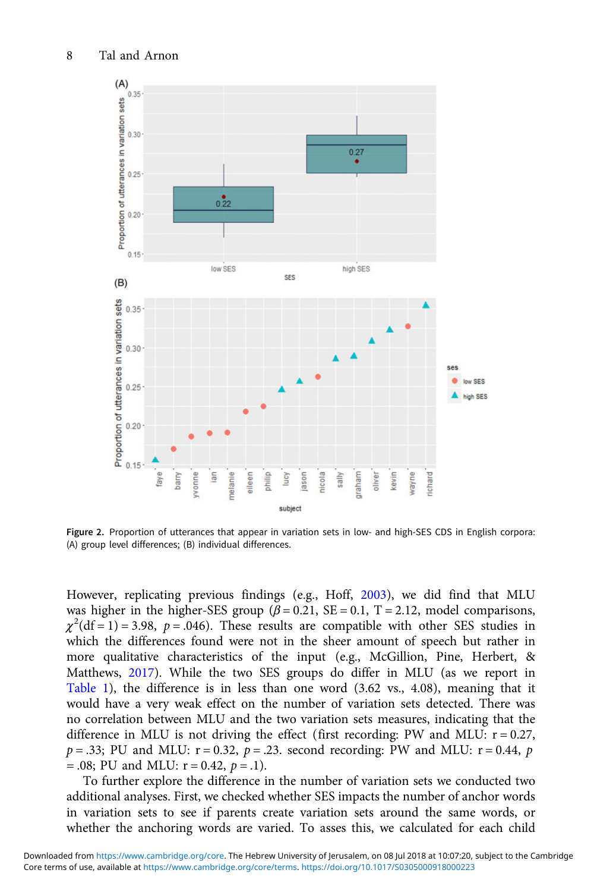(A)

0.35
0.30
0.25
0.20
0.15

Proportion of utterances in variation sets

0.22

0.27

low SES

high SES

SES

(B)

0.35
0.30
0.25
0.20
0.15

Proportion of utterances in variation sets

faye barry yvonne ian melanie eileen philip lucy jason nicola sally graham oliver kevin wayne richard

subject

ses
low SES
high SES

**Figure 2.** Proportion of utterances that appear in variation sets in low- and high-SES CDS in English corpora: (A) group level differences; (B) individual differences.

However, replicating previous findings (e.g., Hoff, 2003), we did find that MLU was higher in the higher-SES group ($\beta = 0.21$, SE = 0.1, T = 2.12, model comparisons, $\chi^2(\text{df} = 1) = 3.98$, $p = .046$). These results are compatible with other SES studies in which the differences found were not in the sheer amount of speech but rather in more qualitative characteristics of the input (e.g., McGillion, Pine, Herbert, & Matthews, 2017). While the two SES groups do differ in MLU (as we report in Table 1), the difference is in less than one word (3.62 vs., 4.08), meaning that it would have a very weak effect on the number of variation sets detected. There was no correlation between MLU and the two variation sets measures, indicating that the difference in MLU is not driving the effect (first recording: PW and MLU: r = 0.27, $p = .33$; PU and MLU: r = 0.32, $p = .23$. second recording: PW and MLU: r = 0.44, $p = .08$; PU and MLU: r = 0.42, $p = .1$).

To further explore the difference in the number of variation sets we conducted two additional analyses. First, we checked whether SES impacts the number of anchor words in variation sets to see if parents create variation sets around the same words, or whether the anchoring words are varied. To asses this, we calculated for each child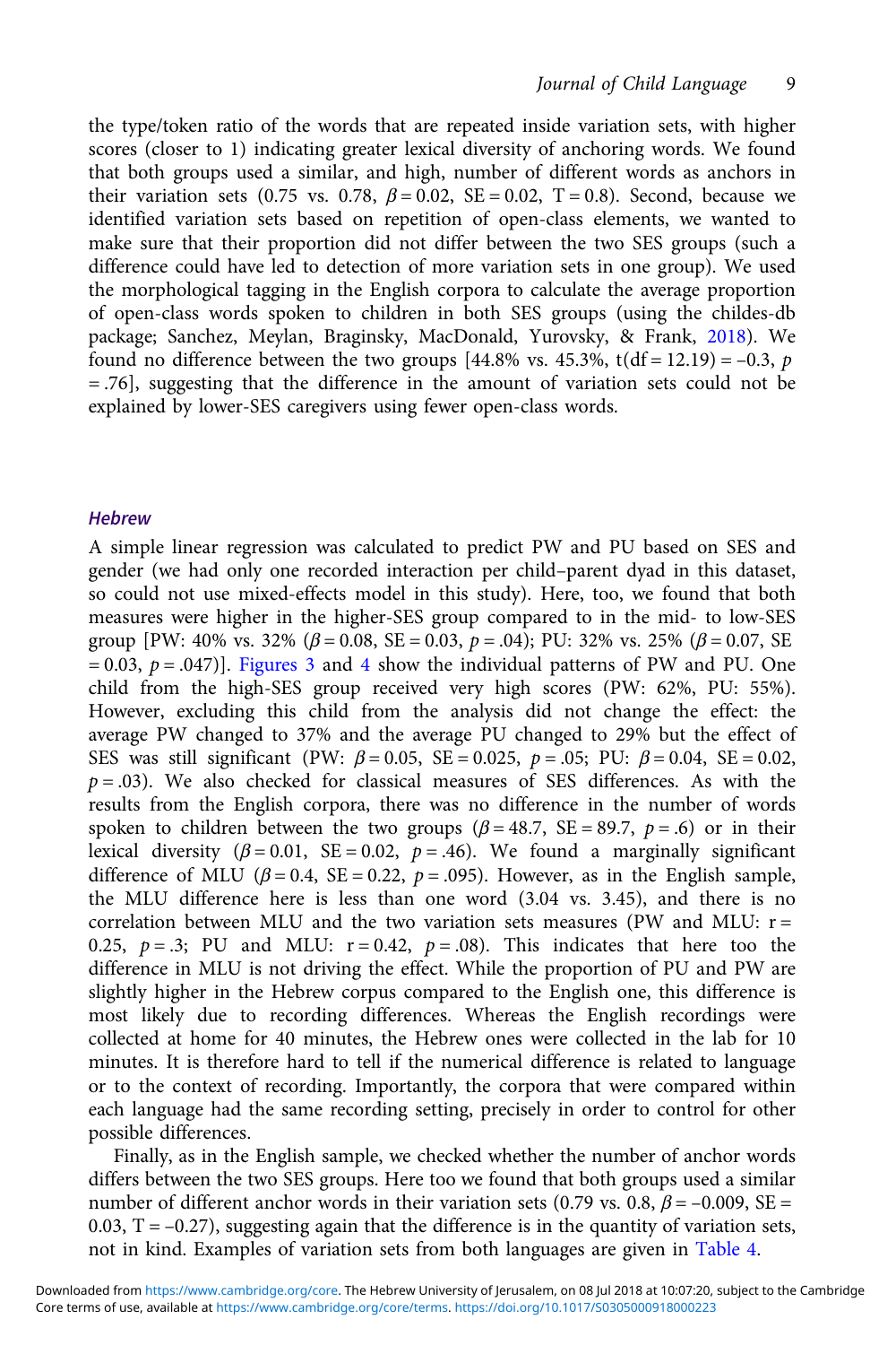the type/token ratio of the words that are repeated inside variation sets, with higher scores (closer to 1) indicating greater lexical diversity of anchoring words. We found that both groups used a similar, and high, number of different words as anchors in their variation sets (0.75 vs. 0.78, $\beta = 0.02$, SE = 0.02, T = 0.8). Second, because we identified variation sets based on repetition of open-class elements, we wanted to make sure that their proportion did not differ between the two SES groups (such a difference could have led to detection of more variation sets in one group). We used the morphological tagging in the English corpora to calculate the average proportion of open-class words spoken to children in both SES groups (using the childes-db package; Sanchez, Meylan, Braginsky, MacDonald, Yurovsky, & Frank, 2018). We found no difference between the two groups [44.8% vs. 45.3%, t(df = 12.19) = –0.3, $p = .76$], suggesting that the difference in the amount of variation sets could not be explained by lower-SES caregivers using fewer open-class words.

### *Hebrew*

A simple linear regression was calculated to predict PW and PU based on SES and gender (we had only one recorded interaction per child–parent dyad in this dataset, so could not use mixed-effects model in this study). Here, too, we found that both measures were higher in the higher-SES group compared to in the mid- to low-SES group [PW: 40% vs. 32% ($\beta = 0.08$, SE = 0.03, $p = .04$); PU: 32% vs. 25% ($\beta = 0.07$, SE = 0.03, $p = .047$)]. Figures 3 and 4 show the individual patterns of PW and PU. One child from the high-SES group received very high scores (PW: 62%, PU: 55%). However, excluding this child from the analysis did not change the effect: the average PW changed to 37% and the average PU changed to 29% but the effect of SES was still significant (PW: $\beta = 0.05$, SE = 0.025, $p = .05$; PU: $\beta = 0.04$, SE = 0.02, $p = .03$). We also checked for classical measures of SES differences. As with the results from the English corpora, there was no difference in the number of words spoken to children between the two groups ($\beta = 48.7$, SE = 89.7, $p = .6$) or in their lexical diversity ($\beta = 0.01$, SE = 0.02, $p = .46$). We found a marginally significant difference of MLU ($\beta = 0.4$, SE = 0.22, $p = .095$). However, as in the English sample, the MLU difference here is less than one word (3.04 vs. 3.45), and there is no correlation between MLU and the two variation sets measures (PW and MLU: r = 0.25, $p = .3$; PU and MLU: r = 0.42, $p = .08$). This indicates that here too the difference in MLU is not driving the effect. While the proportion of PU and PW are slightly higher in the Hebrew corpus compared to the English one, this difference is most likely due to recording differences. Whereas the English recordings were collected at home for 40 minutes, the Hebrew ones were collected in the lab for 10 minutes. It is therefore hard to tell if the numerical difference is related to language or to the context of recording. Importantly, the corpora that were compared within each language had the same recording setting, precisely in order to control for other possible differences.

Finally, as in the English sample, we checked whether the number of anchor words differs between the two SES groups. Here too we found that both groups used a similar number of different anchor words in their variation sets (0.79 vs. 0.8, $\beta = -0.009$, SE = 0.03, T = –0.27), suggesting again that the difference is in the quantity of variation sets, not in kind. Examples of variation sets from both languages are given in Table 4.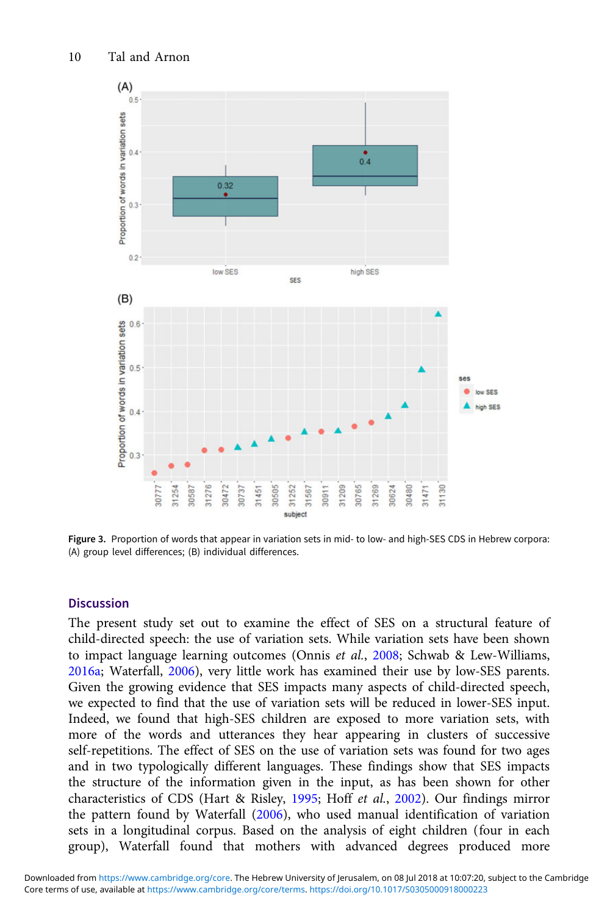(A)

Proportion of words in variation sets

0.5

0.4

0.3

0.2

0.32

0.4

low SES

high SES

SES

(B)

Proportion of words in variation sets

0.6

0.5

0.4

0.3

ses

low SES

high SES

30777 31254 30587 31276 30472 30737 31451 30505 31252 31567 30911 31209 30765 31269 30624 30480 31471 31130

subject

**Figure 3.** Proportion of words that appear in variation sets in mid- to low- and high-SES CDS in Hebrew corpora: (A) group level differences; (B) individual differences.

## Discussion

The present study set out to examine the effect of SES on a structural feature of child-directed speech: the use of variation sets. While variation sets have been shown to impact language learning outcomes (Onnis *et al.*, 2008; Schwab & Lew-Williams, 2016a; Waterfall, 2006), very little work has examined their use by low-SES parents. Given the growing evidence that SES impacts many aspects of child-directed speech, we expected to find that the use of variation sets will be reduced in lower-SES input. Indeed, we found that high-SES children are exposed to more variation sets, with more of the words and utterances they hear appearing in clusters of successive self-repetitions. The effect of SES on the use of variation sets was found for two ages and in two typologically different languages. These findings show that SES impacts the structure of the information given in the input, as has been shown for other characteristics of CDS (Hart & Risley, 1995; Hoff *et al.*, 2002). Our findings mirror the pattern found by Waterfall (2006), who used manual identification of variation sets in a longitudinal corpus. Based on the analysis of eight children (four in each group), Waterfall found that mothers with advanced degrees produced more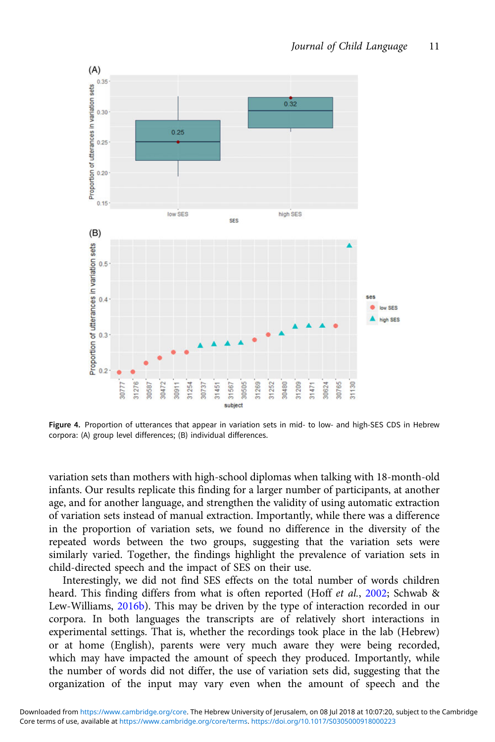(A)

Proportion of utterances in variation sets

0.35
0.30
0.25
0.20
0.15

0.25
0.32

low SES
high SES

SES

(B)

Proportion of utterances in variation sets

0.5
0.4
0.3
0.2

30777
31276
30587
30472
30911
31254
30737
31451
31567
30505
31269
31252
30480
31209
31471
30624
30765
31130

subject

ses
low SES
high SES

**Figure 4.** Proportion of utterances that appear in variation sets in mid- to low- and high-SES CDS in Hebrew corpora: (A) group level differences; (B) individual differences.

variation sets than mothers with high-school diplomas when talking with 18-month-old infants. Our results replicate this finding for a larger number of participants, at another age, and for another language, and strengthen the validity of using automatic extraction of variation sets instead of manual extraction. Importantly, while there was a difference in the proportion of variation sets, we found no difference in the diversity of the repeated words between the two groups, suggesting that the variation sets were similarly varied. Together, the findings highlight the prevalence of variation sets in child-directed speech and the impact of SES on their use.

Interestingly, we did not find SES effects on the total number of words children heard. This finding differs from what is often reported (Hoff *et al.*, 2002; Schwab & Lew-Williams, 2016b). This may be driven by the type of interaction recorded in our corpora. In both languages the transcripts are of relatively short interactions in experimental settings. That is, whether the recordings took place in the lab (Hebrew) or at home (English), parents were very much aware they were being recorded, which may have impacted the amount of speech they produced. Importantly, while the number of words did not differ, the use of variation sets did, suggesting that the organization of the input may vary even when the amount of speech and the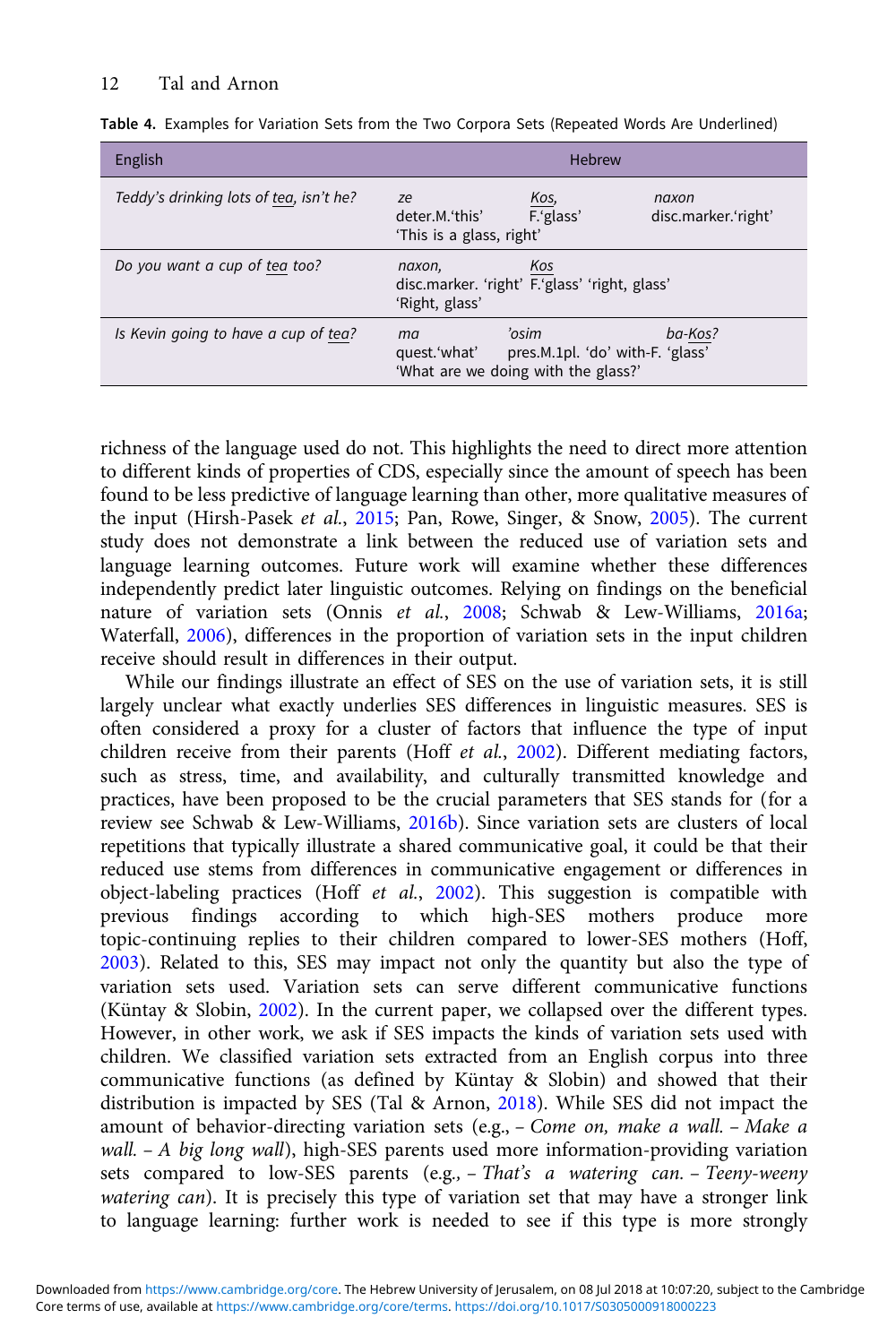Table 4. Examples for Variation Sets from the Two Corpora Sets (Repeated Words Are Underlined)

| English | Hebrew |
|---|---|
| *Teddy's drinking lots of tea, isn't he?* | *ze* deter.M.'this' *Kos,* F.'glass' *naxon* disc.marker.'right'<br>'This is a glass, right' |
| *Do you want a cup of tea too?* | *naxon,* disc.marker. 'right' *Kos* F.'glass' 'right, glass'<br>'Right, glass' |
| *Is Kevin going to have a cup of tea?* | *ma* quest.'what' *'osim* pres.M.1pl. 'do' *ba-Kos?* with-F. 'glass'<br>'What are we doing with the glass?' |

richness of the language used do not. This highlights the need to direct more attention to different kinds of properties of CDS, especially since the amount of speech has been found to be less predictive of language learning than other, more qualitative measures of the input (Hirsh-Pasek *et al.*, 2015; Pan, Rowe, Singer, & Snow, 2005). The current study does not demonstrate a link between the reduced use of variation sets and language learning outcomes. Future work will examine whether these differences independently predict later linguistic outcomes. Relying on findings on the beneficial nature of variation sets (Onnis *et al.*, 2008; Schwab & Lew-Williams, 2016a; Waterfall, 2006), differences in the proportion of variation sets in the input children receive should result in differences in their output.

While our findings illustrate an effect of SES on the use of variation sets, it is still largely unclear what exactly underlies SES differences in linguistic measures. SES is often considered a proxy for a cluster of factors that influence the type of input children receive from their parents (Hoff *et al.*, 2002). Different mediating factors, such as stress, time, and availability, and culturally transmitted knowledge and practices, have been proposed to be the crucial parameters that SES stands for (for a review see Schwab & Lew-Williams, 2016b). Since variation sets are clusters of local repetitions that typically illustrate a shared communicative goal, it could be that their reduced use stems from differences in communicative engagement or differences in object-labeling practices (Hoff *et al.*, 2002). This suggestion is compatible with previous findings according to which high-SES mothers produce more topic-continuing replies to their children compared to lower-SES mothers (Hoff, 2003). Related to this, SES may impact not only the quantity but also the type of variation sets used. Variation sets can serve different communicative functions (Küntay & Slobin, 2002). In the current paper, we collapsed over the different types. However, in other work, we ask if SES impacts the kinds of variation sets used with children. We classified variation sets extracted from an English corpus into three communicative functions (as defined by Küntay & Slobin) and showed that their distribution is impacted by SES (Tal & Arnon, 2018). While SES did not impact the amount of behavior-directing variation sets (e.g., – *Come on, make a wall.* – *Make a wall.* – *A big long wall*), high-SES parents used more information-providing variation sets compared to low-SES parents (e.g., – *That's a watering can.* – *Teeny-weeny watering can*). It is precisely this type of variation set that may have a stronger link to language learning: further work is needed to see if this type is more strongly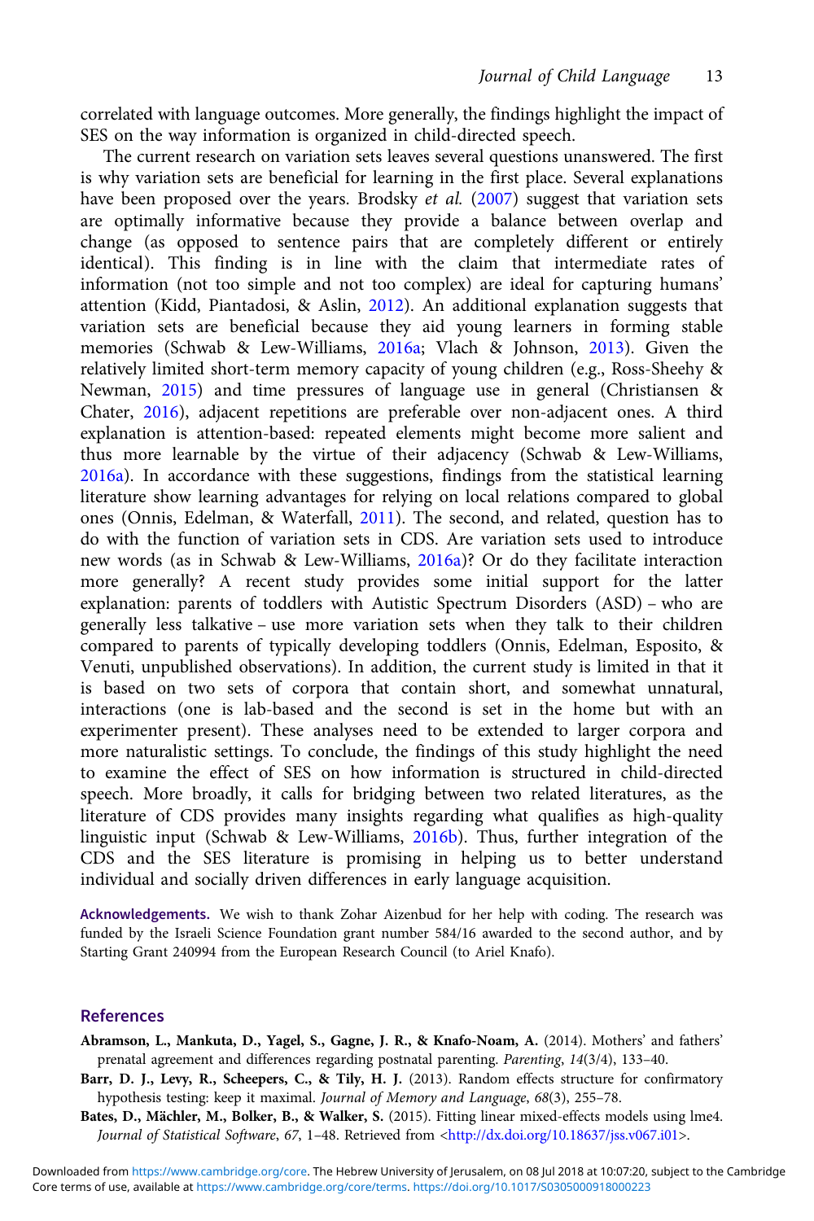correlated with language outcomes. More generally, the findings highlight the impact of SES on the way information is organized in child-directed speech.

The current research on variation sets leaves several questions unanswered. The first is why variation sets are beneficial for learning in the first place. Several explanations have been proposed over the years. Brodsky *et al.* (2007) suggest that variation sets are optimally informative because they provide a balance between overlap and change (as opposed to sentence pairs that are completely different or entirely identical). This finding is in line with the claim that intermediate rates of information (not too simple and not too complex) are ideal for capturing humans' attention (Kidd, Piantadosi, & Aslin, 2012). An additional explanation suggests that variation sets are beneficial because they aid young learners in forming stable memories (Schwab & Lew-Williams, 2016a; Vlach & Johnson, 2013). Given the relatively limited short-term memory capacity of young children (e.g., Ross-Sheehy & Newman, 2015) and time pressures of language use in general (Christiansen & Chater, 2016), adjacent repetitions are preferable over non-adjacent ones. A third explanation is attention-based: repeated elements might become more salient and thus more learnable by the virtue of their adjacency (Schwab & Lew-Williams, 2016a). In accordance with these suggestions, findings from the statistical learning literature show learning advantages for relying on local relations compared to global ones (Onnis, Edelman, & Waterfall, 2011). The second, and related, question has to do with the function of variation sets in CDS. Are variation sets used to introduce new words (as in Schwab & Lew-Williams, 2016a)? Or do they facilitate interaction more generally? A recent study provides some initial support for the latter explanation: parents of toddlers with Autistic Spectrum Disorders (ASD) – who are generally less talkative – use more variation sets when they talk to their children compared to parents of typically developing toddlers (Onnis, Edelman, Esposito, & Venuti, unpublished observations). In addition, the current study is limited in that it is based on two sets of corpora that contain short, and somewhat unnatural, interactions (one is lab-based and the second is set in the home but with an experimenter present). These analyses need to be extended to larger corpora and more naturalistic settings. To conclude, the findings of this study highlight the need to examine the effect of SES on how information is structured in child-directed speech. More broadly, it calls for bridging between two related literatures, as the literature of CDS provides many insights regarding what qualifies as high-quality linguistic input (Schwab & Lew-Williams, 2016b). Thus, further integration of the CDS and the SES literature is promising in helping us to better understand individual and socially driven differences in early language acquisition.

**Acknowledgements.** We wish to thank Zohar Aizenbud for her help with coding. The research was funded by the Israeli Science Foundation grant number 584/16 awarded to the second author, and by Starting Grant 240994 from the European Research Council (to Ariel Knafo).

## References

**Abramson, L., Mankuta, D., Yagel, S., Gagne, J. R., & Knafo-Noam, A.** (2014). Mothers' and fathers' prenatal agreement and differences regarding postnatal parenting. *Parenting*, *14*(3/4), 133–40.

**Barr, D. J., Levy, R., Scheepers, C., & Tily, H. J.** (2013). Random effects structure for confirmatory hypothesis testing: keep it maximal. *Journal of Memory and Language*, *68*(3), 255–78.

**Bates, D., Mächler, M., Bolker, B., & Walker, S.** (2015). Fitting linear mixed-effects models using lme4. *Journal of Statistical Software*, *67*, 1–48. Retrieved from <http://dx.doi.org/10.18637/jss.v067.i01>.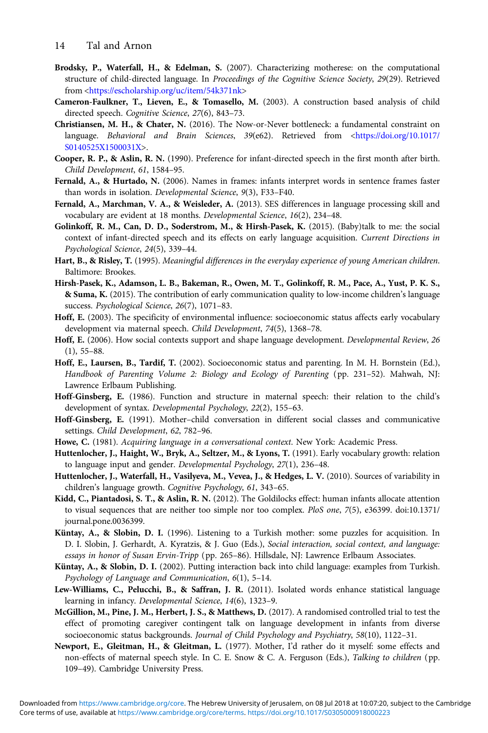**Brodsky, P., Waterfall, H., & Edelman, S.** (2007). Characterizing motherese: on the computational structure of child-directed language. In *Proceedings of the Cognitive Science Society*, *29*(29). Retrieved from <https://escholarship.org/uc/item/54k371nk>

**Cameron-Faulkner, T., Lieven, E., & Tomasello, M.** (2003). A construction based analysis of child directed speech. *Cognitive Science*, *27*(6), 843–73.

**Christiansen, M. H., & Chater, N.** (2016). The Now-or-Never bottleneck: a fundamental constraint on language. *Behavioral and Brain Sciences*, *39*(e62). Retrieved from <https://doi.org/10.1017/S0140525X1500031X>.

**Cooper, R. P., & Aslin, R. N.** (1990). Preference for infant-directed speech in the first month after birth. *Child Development*, *61*, 1584–95.

**Fernald, A., & Hurtado, N.** (2006). Names in frames: infants interpret words in sentence frames faster than words in isolation. *Developmental Science*, *9*(3), F33–F40.

**Fernald, A., Marchman, V. A., & Weisleder, A.** (2013). SES differences in language processing skill and vocabulary are evident at 18 months. *Developmental Science*, *16*(2), 234–48.

**Golinkoff, R. M., Can, D. D., Soderstrom, M., & Hirsh-Pasek, K.** (2015). (Baby)talk to me: the social context of infant-directed speech and its effects on early language acquisition. *Current Directions in Psychological Science*, *24*(5), 339–44.

**Hart, B., & Risley, T.** (1995). *Meaningful differences in the everyday experience of young American children*. Baltimore: Brookes.

**Hirsh-Pasek, K., Adamson, L. B., Bakeman, R., Owen, M. T., Golinkoff, R. M., Pace, A., Yust, P. K. S., & Suma, K.** (2015). The contribution of early communication quality to low-income children's language success. *Psychological Science*, *26*(7), 1071–83.

**Hoff, E.** (2003). The specificity of environmental influence: socioeconomic status affects early vocabulary development via maternal speech. *Child Development*, *74*(5), 1368–78.

**Hoff, E.** (2006). How social contexts support and shape language development. *Developmental Review*, *26* (1), 55–88.

**Hoff, E., Laursen, B., Tardif, T.** (2002). Socioeconomic status and parenting. In M. H. Bornstein (Ed.), *Handbook of Parenting Volume 2: Biology and Ecology of Parenting* (pp. 231–52). Mahwah, NJ: Lawrence Erlbaum Publishing.

**Hoff-Ginsberg, E.** (1986). Function and structure in maternal speech: their relation to the child's development of syntax. *Developmental Psychology*, *22*(2), 155–63.

**Hoff-Ginsberg, E.** (1991). Mother–child conversation in different social classes and communicative settings. *Child Development*, *62*, 782–96.

**Howe, C.** (1981). *Acquiring language in a conversational context*. New York: Academic Press.

**Huttenlocher, J., Haight, W., Bryk, A., Seltzer, M., & Lyons, T.** (1991). Early vocabulary growth: relation to language input and gender. *Developmental Psychology*, *27*(1), 236–48.

**Huttenlocher, J., Waterfall, H., Vasilyeva, M., Vevea, J., & Hedges, L. V.** (2010). Sources of variability in children's language growth. *Cognitive Psychology*, *61*, 343–65.

**Kidd, C., Piantadosi, S. T., & Aslin, R. N.** (2012). The Goldilocks effect: human infants allocate attention to visual sequences that are neither too simple nor too complex. *PloS one*, *7*(5), e36399. doi:10.1371/journal.pone.0036399.

**Küntay, A., & Slobin, D. I.** (1996). Listening to a Turkish mother: some puzzles for acquisition. In D. I. Slobin, J. Gerhardt, A. Kyratzis, & J. Guo (Eds.), *Social interaction, social context, and language: essays in honor of Susan Ervin-Tripp* (pp. 265–86). Hillsdale, NJ: Lawrence Erlbaum Associates.

**Küntay, A., & Slobin, D. I.** (2002). Putting interaction back into child language: examples from Turkish. *Psychology of Language and Communication*, *6*(1), 5–14.

**Lew-Williams, C., Pelucchi, B., & Saffran, J. R.** (2011). Isolated words enhance statistical language learning in infancy. *Developmental Science*, *14*(6), 1323–9.

**McGillion, M., Pine, J. M., Herbert, J. S., & Matthews, D.** (2017). A randomised controlled trial to test the effect of promoting caregiver contingent talk on language development in infants from diverse socioeconomic status backgrounds. *Journal of Child Psychology and Psychiatry*, *58*(10), 1122–31.

**Newport, E., Gleitman, H., & Gleitman, L.** (1977). Mother, I'd rather do it myself: some effects and non-effects of maternal speech style. In C. E. Snow & C. A. Ferguson (Eds.), *Talking to children* (pp. 109–49). Cambridge University Press.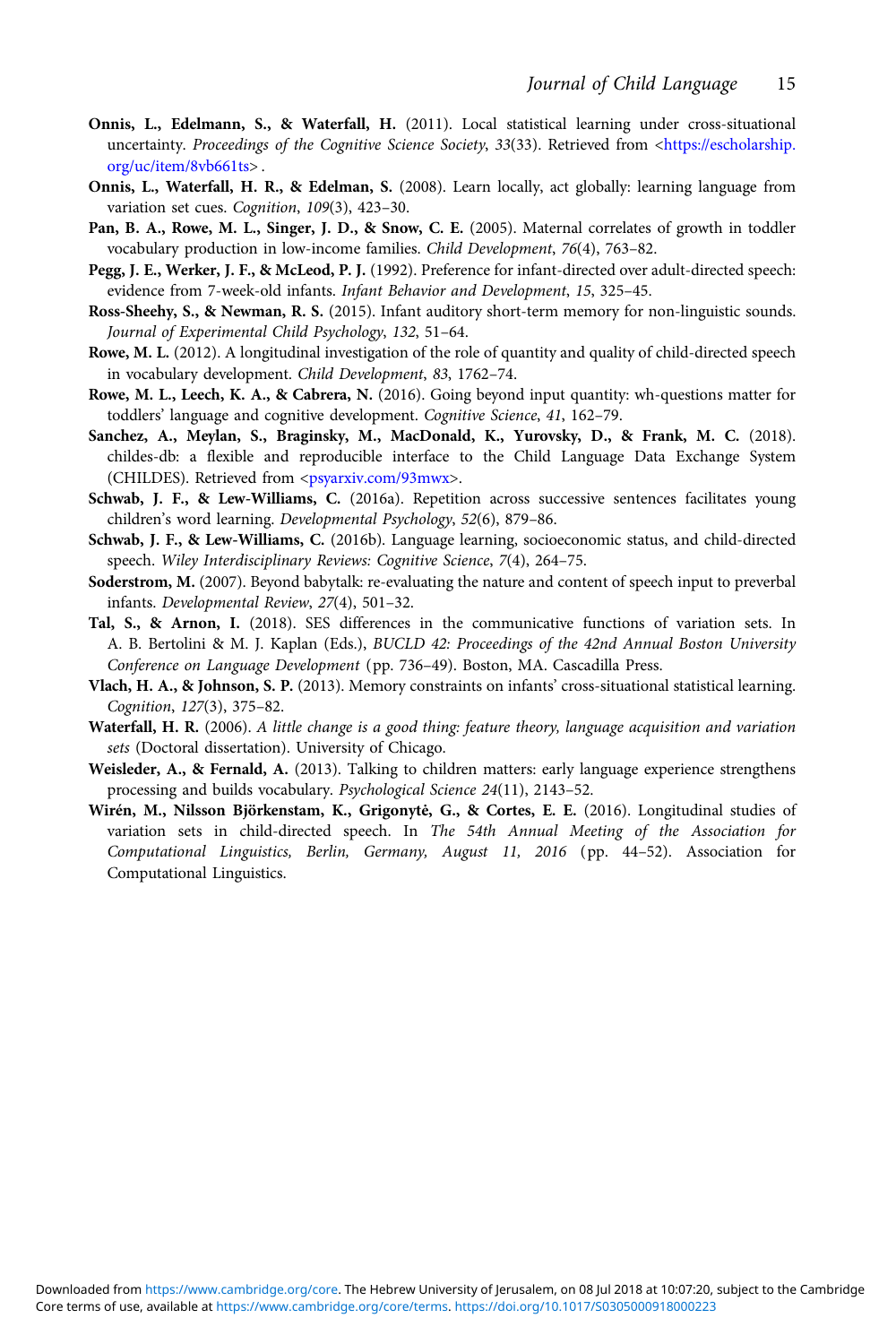**Onnis, L., Edelmann, S., & Waterfall, H.** (2011). Local statistical learning under cross-situational uncertainty. *Proceedings of the Cognitive Science Society*, *33*(33). Retrieved from <https://escholarship.org/uc/item/8vb661ts> .

**Onnis, L., Waterfall, H. R., & Edelman, S.** (2008). Learn locally, act globally: learning language from variation set cues. *Cognition*, *109*(3), 423–30.

**Pan, B. A., Rowe, M. L., Singer, J. D., & Snow, C. E.** (2005). Maternal correlates of growth in toddler vocabulary production in low-income families. *Child Development*, *76*(4), 763–82.

**Pegg, J. E., Werker, J. F., & McLeod, P. J.** (1992). Preference for infant-directed over adult-directed speech: evidence from 7-week-old infants. *Infant Behavior and Development*, *15*, 325–45.

**Ross-Sheehy, S., & Newman, R. S.** (2015). Infant auditory short-term memory for non-linguistic sounds. *Journal of Experimental Child Psychology*, *132*, 51–64.

**Rowe, M. L.** (2012). A longitudinal investigation of the role of quantity and quality of child-directed speech in vocabulary development. *Child Development*, *83*, 1762–74.

**Rowe, M. L., Leech, K. A., & Cabrera, N.** (2016). Going beyond input quantity: wh-questions matter for toddlers' language and cognitive development. *Cognitive Science*, *41*, 162–79.

**Sanchez, A., Meylan, S., Braginsky, M., MacDonald, K., Yurovsky, D., & Frank, M. C.** (2018). childes-db: a flexible and reproducible interface to the Child Language Data Exchange System (CHILDES). Retrieved from <psyarxiv.com/93mwx>.

**Schwab, J. F., & Lew-Williams, C.** (2016a). Repetition across successive sentences facilitates young children's word learning. *Developmental Psychology*, *52*(6), 879–86.

**Schwab, J. F., & Lew-Williams, C.** (2016b). Language learning, socioeconomic status, and child-directed speech. *Wiley Interdisciplinary Reviews: Cognitive Science*, *7*(4), 264–75.

**Soderstrom, M.** (2007). Beyond babytalk: re-evaluating the nature and content of speech input to preverbal infants. *Developmental Review*, *27*(4), 501–32.

**Tal, S., & Arnon, I.** (2018). SES differences in the communicative functions of variation sets. In A. B. Bertolini & M. J. Kaplan (Eds.), *BUCLD 42: Proceedings of the 42nd Annual Boston University Conference on Language Development* (pp. 736–49). Boston, MA. Cascadilla Press.

**Vlach, H. A., & Johnson, S. P.** (2013). Memory constraints on infants' cross-situational statistical learning. *Cognition*, *127*(3), 375–82.

**Waterfall, H. R.** (2006). *A little change is a good thing: feature theory, language acquisition and variation sets* (Doctoral dissertation). University of Chicago.

**Weisleder, A., & Fernald, A.** (2013). Talking to children matters: early language experience strengthens processing and builds vocabulary. *Psychological Science* *24*(11), 2143–52.

**Wirén, M., Nilsson Björkenstam, K., Grigonytė, G., & Cortes, E. E.** (2016). Longitudinal studies of variation sets in child-directed speech. In *The 54th Annual Meeting of the Association for Computational Linguistics, Berlin, Germany, August 11, 2016* (pp. 44–52). Association for Computational Linguistics.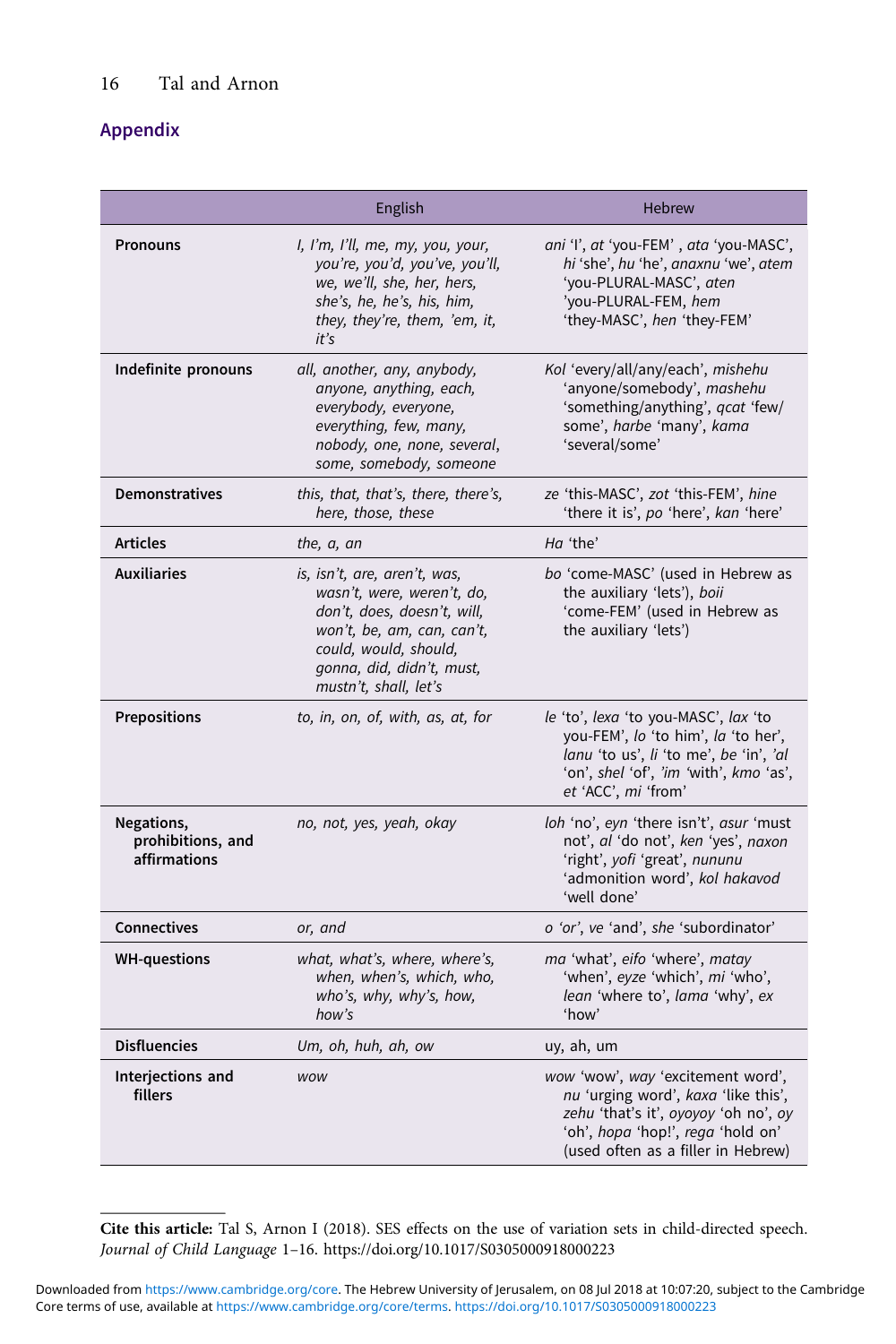## Appendix

| | English | Hebrew |
|---|---|---|
| **Pronouns** | *I, I'm, I'll, me, my, you, your, you're, you'd, you've, you'll, we, we'll, she, her, hers, she's, he, he's, his, him, they, they're, them, 'em, it, it's* | *ani* 'I', *at* 'you-FEM' , *ata* 'you-MASC', *hi* 'she', *hu* 'he', *anaxnu* 'we', *atem* 'you-PLURAL-MASC', *aten* 'you-PLURAL-FEM, *hem* 'they-MASC', *hen* 'they-FEM' |
| **Indefinite pronouns** | *all, another, any, anybody, anyone, anything, each, everybody, everyone, everything, few, many, nobody, one, none, several, some, somebody, someone* | *Kol* 'every/all/any/each', *mishehu* 'anyone/somebody', *mashehu* 'something/anything', *qcat* 'few/ some', *harbe* 'many', *kama* 'several/some' |
| **Demonstratives** | *this, that, that's, there, there's, here, those, these* | *ze* 'this-MASC', *zot* 'this-FEM', *hine* 'there it is', *po* 'here', *kan* 'here' |
| **Articles** | *the, a, an* | *Ha* 'the' |
| **Auxiliaries** | *is, isn't, are, aren't, was, wasn't, were, weren't, do, don't, does, doesn't, will, won't, be, am, can, can't, could, would, should, gonna, did, didn't, must, mustn't, shall, let's* | *bo* 'come-MASC' (used in Hebrew as the auxiliary 'lets'), *boii* 'come-FEM' (used in Hebrew as the auxiliary 'lets') |
| **Prepositions** | *to, in, on, of, with, as, at, for* | *le* 'to', *lexa* 'to you-MASC', *lax* 'to you-FEM', *lo* 'to him', *la* 'to her', *lanu* 'to us', *li* 'to me', *be* 'in', *'al* 'on', *shel* 'of', *'im* 'with', *kmo* 'as', *et* 'ACC', *mi* 'from' |
| **Negations, prohibitions, and affirmations** | *no, not, yes, yeah, okay* | *loh* 'no', *eyn* 'there isn't', *asur* 'must not', *al* 'do not', *ken* 'yes', *naxon* 'right', *yofi* 'great', *nununu* 'admonition word', *kol hakavod* 'well done' |
| **Connectives** | *or, and* | *o 'or'*, *ve* 'and', *she* 'subordinator' |
| **WH-questions** | *what, what's, where, where's, when, when's, which, who, who's, why, why's, how, how's* | *ma* 'what', *eifo* 'where', *matay* 'when', *eyze* 'which', *mi* 'who', *lean* 'where to', *lama* 'why', *ex* 'how' |
| **Disfluencies** | *Um, oh, huh, ah, ow* | uy, ah, um |
| **Interjections and fillers** | *wow* | *wow* 'wow', *way* 'excitement word', *nu* 'urging word', *kaxa* 'like this', *zehu* 'that's it', *oyoyoy* 'oh no', *oy* 'oh', *hopa* 'hop!', *rega* 'hold on' (used often as a filler in Hebrew) |

---

**Cite this article:** Tal S, Arnon I (2018). SES effects on the use of variation sets in child-directed speech. *Journal of Child Language* 1–16. https://doi.org/10.1017/S0305000918000223

Downloaded from https://www.cambridge.org/core. The Hebrew University of Jerusalem, on 08 Jul 2018 at 10:07:20, subject to the Cambridge Core terms of use, available at https://www.cambridge.org/core/terms. https://doi.org/10.1017/S0305000918000223